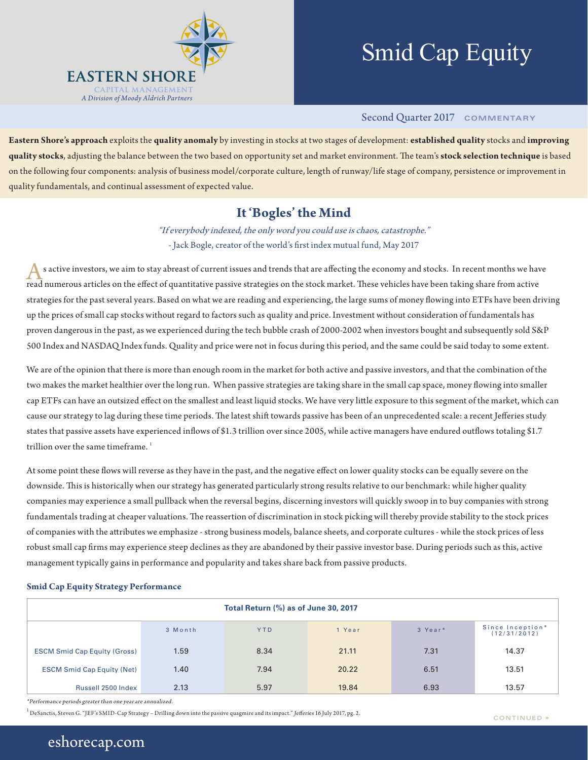**EASTERN SHORE**
CAPITAL MANAGEMENT
*A Division of Moody Aldrich Partners*

# Smid Cap Equity

Second Quarter 2017 COMMENTARY

**Eastern Shore's approach** exploits the **quality anomaly** by investing in stocks at two stages of development: **established quality** stocks and **improving quality stocks**, adjusting the balance between the two based on opportunity set and market environment. The team's **stock selection technique** is based on the following four components: analysis of business model/corporate culture, length of runway/life stage of company, persistence or improvement in quality fundamentals, and continual assessment of expected value.

## It 'Bogles' the Mind

*"If everybody indexed, the only word you could use is chaos, catastrophe."*
- Jack Bogle, creator of the world's first index mutual fund, May 2017

As active investors, we aim to stay abreast of current issues and trends that are affecting the economy and stocks. In recent months we have read numerous articles on the effect of quantitative passive strategies on the stock market. These vehicles have been taking share from active strategies for the past several years. Based on what we are reading and experiencing, the large sums of money flowing into ETFs have been driving up the prices of small cap stocks without regard to factors such as quality and price. Investment without consideration of fundamentals has proven dangerous in the past, as we experienced during the tech bubble crash of 2000-2002 when investors bought and subsequently sold S&P 500 Index and NASDAQ Index funds. Quality and price were not in focus during this period, and the same could be said today to some extent.

We are of the opinion that there is more than enough room in the market for both active and passive investors, and that the combination of the two makes the market healthier over the long run. When passive strategies are taking share in the small cap space, money flowing into smaller cap ETFs can have an outsized effect on the smallest and least liquid stocks. We have very little exposure to this segment of the market, which can cause our strategy to lag during these time periods. The latest shift towards passive has been of an unprecedented scale: a recent Jefferies study states that passive assets have experienced inflows of $1.3 trillion over since 2005, while active managers have endured outflows totaling $1.7 trillion over the same timeframe. [1]

At some point these flows will reverse as they have in the past, and the negative effect on lower quality stocks can be equally severe on the downside. This is historically when our strategy has generated particularly strong results relative to our benchmark: while higher quality companies may experience a small pullback when the reversal begins, discerning investors will quickly swoop in to buy companies with strong fundamentals trading at cheaper valuations. The reassertion of discrimination in stock picking will thereby provide stability to the stock prices of companies with the attributes we emphasize - strong business models, balance sheets, and corporate cultures - while the stock prices of less robust small cap firms may experience steep declines as they are abandoned by their passive investor base. During periods such as this, active management typically gains in performance and popularity and takes share back from passive products.

### Smid Cap Equity Strategy Performance

**Total Return (%) as of June 30, 2017**

| | 3 Month | YTD | 1 Year | 3 Year* | Since Inception* (12/31/2012) |
|---|---|---|---|---|---|
| ESCM Smid Cap Equity (Gross) | 1.59 | 8.34 | 21.11 | 7.31 | 14.37 |
| ESCM Smid Cap Equity (Net) | 1.40 | 7.94 | 20.22 | 6.51 | 13.51 |
| Russell 2500 Index | 2.13 | 5.97 | 19.84 | 6.93 | 13.57 |

*\*Performance periods greater than one year are annualized.*

[1] DeSanctis, Steven G. "JEF's SMID-Cap Strategy – Drilling down into the passive quagmire and its impact." *Jefferies* 16 July 2017, pg. 2.

CONTINUED »

eshorecap.com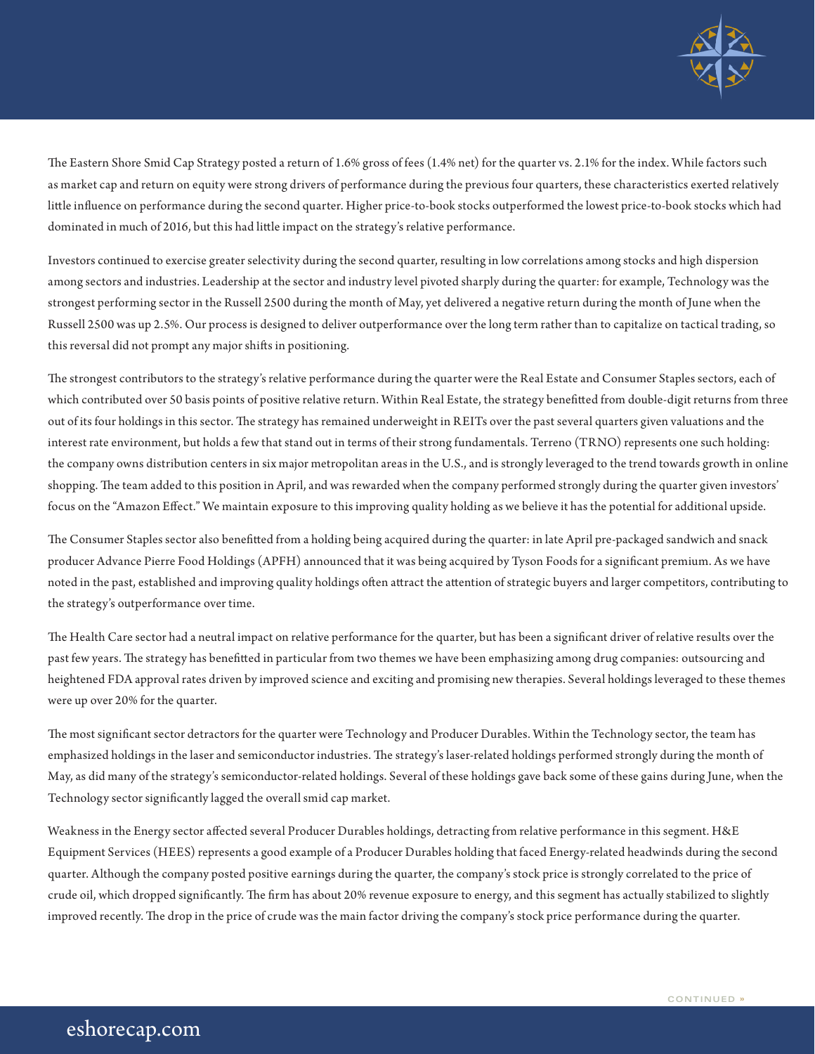The Eastern Shore Smid Cap Strategy posted a return of 1.6% gross of fees (1.4% net) for the quarter vs. 2.1% for the index. While factors such as market cap and return on equity were strong drivers of performance during the previous four quarters, these characteristics exerted relatively little influence on performance during the second quarter. Higher price-to-book stocks outperformed the lowest price-to-book stocks which had dominated in much of 2016, but this had little impact on the strategy's relative performance.

Investors continued to exercise greater selectivity during the second quarter, resulting in low correlations among stocks and high dispersion among sectors and industries. Leadership at the sector and industry level pivoted sharply during the quarter: for example, Technology was the strongest performing sector in the Russell 2500 during the month of May, yet delivered a negative return during the month of June when the Russell 2500 was up 2.5%. Our process is designed to deliver outperformance over the long term rather than to capitalize on tactical trading, so this reversal did not prompt any major shifts in positioning.

The strongest contributors to the strategy's relative performance during the quarter were the Real Estate and Consumer Staples sectors, each of which contributed over 50 basis points of positive relative return. Within Real Estate, the strategy benefitted from double-digit returns from three out of its four holdings in this sector. The strategy has remained underweight in REITs over the past several quarters given valuations and the interest rate environment, but holds a few that stand out in terms of their strong fundamentals. Terreno (TRNO) represents one such holding: the company owns distribution centers in six major metropolitan areas in the U.S., and is strongly leveraged to the trend towards growth in online shopping. The team added to this position in April, and was rewarded when the company performed strongly during the quarter given investors' focus on the "Amazon Effect." We maintain exposure to this improving quality holding as we believe it has the potential for additional upside.

The Consumer Staples sector also benefitted from a holding being acquired during the quarter: in late April pre-packaged sandwich and snack producer Advance Pierre Food Holdings (APFH) announced that it was being acquired by Tyson Foods for a significant premium. As we have noted in the past, established and improving quality holdings often attract the attention of strategic buyers and larger competitors, contributing to the strategy's outperformance over time.

The Health Care sector had a neutral impact on relative performance for the quarter, but has been a significant driver of relative results over the past few years. The strategy has benefitted in particular from two themes we have been emphasizing among drug companies: outsourcing and heightened FDA approval rates driven by improved science and exciting and promising new therapies. Several holdings leveraged to these themes were up over 20% for the quarter.

The most significant sector detractors for the quarter were Technology and Producer Durables. Within the Technology sector, the team has emphasized holdings in the laser and semiconductor industries. The strategy's laser-related holdings performed strongly during the month of May, as did many of the strategy's semiconductor-related holdings. Several of these holdings gave back some of these gains during June, when the Technology sector significantly lagged the overall smid cap market.

Weakness in the Energy sector affected several Producer Durables holdings, detracting from relative performance in this segment. H&E Equipment Services (HEES) represents a good example of a Producer Durables holding that faced Energy-related headwinds during the second quarter. Although the company posted positive earnings during the quarter, the company's stock price is strongly correlated to the price of crude oil, which dropped significantly. The firm has about 20% revenue exposure to energy, and this segment has actually stabilized to slightly improved recently. The drop in the price of crude was the main factor driving the company's stock price performance during the quarter.

CONTINUED »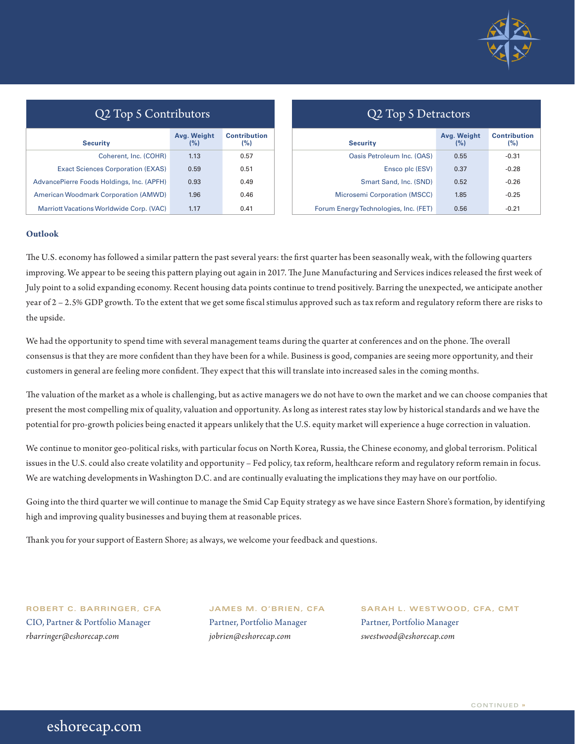## Q2 Top 5 Contributors

| Security | Avg. Weight (%) | Contribution (%) |
|---|---|---|
| Coherent, Inc. (COHR) | 1.13 | 0.57 |
| Exact Sciences Corporation (EXAS) | 0.59 | 0.51 |
| AdvancePierre Foods Holdings, Inc. (APFH) | 0.93 | 0.49 |
| American Woodmark Corporation (AMWD) | 1.96 | 0.46 |
| Marriott Vacations Worldwide Corp. (VAC) | 1.17 | 0.41 |

## Q2 Top 5 Detractors

| Security | Avg. Weight (%) | Contribution (%) |
|---|---|---|
| Oasis Petroleum Inc. (OAS) | 0.55 | -0.31 |
| Ensco plc (ESV) | 0.37 | -0.28 |
| Smart Sand, Inc. (SND) | 0.52 | -0.26 |
| Microsemi Corporation (MSCC) | 1.85 | -0.25 |
| Forum Energy Technologies, Inc. (FET) | 0.56 | -0.21 |

**Outlook**

The U.S. economy has followed a similar pattern the past several years: the first quarter has been seasonally weak, with the following quarters improving. We appear to be seeing this pattern playing out again in 2017. The June Manufacturing and Services indices released the first week of July point to a solid expanding economy. Recent housing data points continue to trend positively. Barring the unexpected, we anticipate another year of 2 – 2.5% GDP growth. To the extent that we get some fiscal stimulus approved such as tax reform and regulatory reform there are risks to the upside.

We had the opportunity to spend time with several management teams during the quarter at conferences and on the phone. The overall consensus is that they are more confident than they have been for a while. Business is good, companies are seeing more opportunity, and their customers in general are feeling more confident. They expect that this will translate into increased sales in the coming months.

The valuation of the market as a whole is challenging, but as active managers we do not have to own the market and we can choose companies that present the most compelling mix of quality, valuation and opportunity. As long as interest rates stay low by historical standards and we have the potential for pro-growth policies being enacted it appears unlikely that the U.S. equity market will experience a huge correction in valuation.

We continue to monitor geo-political risks, with particular focus on North Korea, Russia, the Chinese economy, and global terrorism. Political issues in the U.S. could also create volatility and opportunity – Fed policy, tax reform, healthcare reform and regulatory reform remain in focus. We are watching developments in Washington D.C. and are continually evaluating the implications they may have on our portfolio.

Going into the third quarter we will continue to manage the Smid Cap Equity strategy as we have since Eastern Shore's formation, by identifying high and improving quality businesses and buying them at reasonable prices.

Thank you for your support of Eastern Shore; as always, we welcome your feedback and questions.

**ROBERT C. BARRINGER, CFA**
CIO, Partner & Portfolio Manager
*rbarringer@eshorecap.com*

**JAMES M. O'BRIEN, CFA**
Partner, Portfolio Manager
*jobrien@eshorecap.com*

**SARAH L. WESTWOOD, CFA, CMT**
Partner, Portfolio Manager
*swestwood@eshorecap.com*

CONTINUED »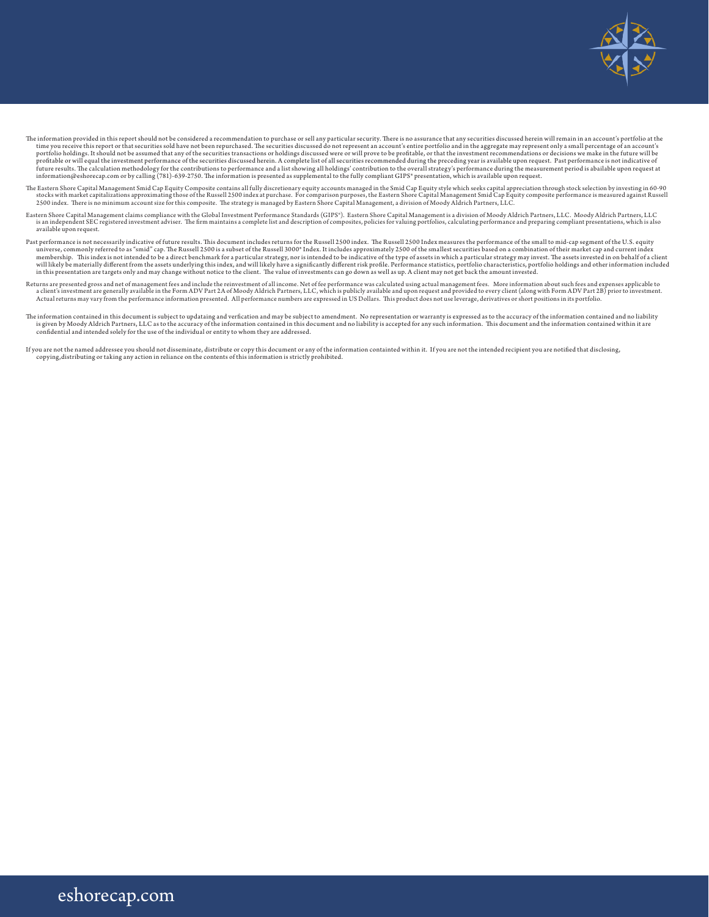The information provided in this report should not be considered a recommendation to purchase or sell any particular security. There is no assurance that any securities discussed herein will remain in an account's portfolio at the time you receive this report or that securities sold have not been repurchased. The securities discussed do not represent an account's entire portfolio and in the aggregate may represent only a small percentage of an account's portfolio holdings. It should not be assumed that any of the securities transactions or holdings discussed were or will prove to be profitable, or that the investment recommendations or decisions we make in the future will be profitable or will equal the investment performance of the securities discussed herein. A complete list of all securities recommended during the preceding year is available upon request. Past performance is not indicative of future results. The calculation methodology for the contributions to performance and a list showing all holdings' contribution to the overall strategy's performance during the measurement period is abailable upon request at information@eshorecap.com or by calling (781)-639-2750. The information is presented as supplemental to the fully compliant GIPS® presentation, which is available upon request.

The Eastern Shore Capital Management Smid Cap Equity Composite contains all fully discretionary equity accounts managed in the Smid Cap Equity style which seeks capital appreciation through stock selection by investing in 60-90 stocks with market capitalizations approximating those of the Russell 2500 index at purchase. For comparison purposes, the Eastern Shore Capital Management Smid Cap Equity composite performance is measured against Russell 2500 index. There is no minimum account size for this composite. The strategy is managed by Eastern Shore Capital Management, a division of Moody Aldrich Partners, LLC.

Eastern Shore Capital Management claims compliance with the Global Investment Performance Standards (GIPS®). Eastern Shore Capital Management is a division of Moody Aldrich Partners, LLC. Moody Aldrich Partners, LLC is an independent SEC registered investment adviser. The firm maintains a complete list and description of composites, policies for valuing portfolios, calculating performance and preparing compliant presentations, which is also available upon request.

Past performance is not necessarily indicative of future results. This document includes returns for the Russell 2500 index. The Russell 2500 Index measures the performance of the small to mid-cap segment of the U.S. equity universe, commonly referred to as "smid" cap. The Russell 2500 is a subset of the Russell 3000® Index. It includes approximately 2500 of the smallest securities based on a combination of their market cap and current index membership. This index is not intended to be a direct benchmark for a particular strategy, nor is intended to be indicative of the type of assets in which a particular strategy may invest. The assets invested in on behalf of a client will likely be materially different from the assets underlying this index, and will likely have a significantly different risk profile. Performance statistics, portfolio characteristics, portfolio holdings and other information included in this presentation are targets only and may change without notice to the client. The value of investments can go down as well as up. A client may not get back the amount invested.

Returns are presented gross and net of management fees and include the reinvestment of all income. Net of fee performance was calculated using actual management fees. More information about such fees and expenses applicable to a client's investment are generally available in the Form ADV Part 2A of Moody Aldrich Partners, LLC, which is publicly available and upon request and provided to every client (along with Form ADV Part 2B) prior to investment. Actual returns may vary from the performance information presented. All performance numbers are expressed in US Dollars. This product does not use leverage, derivatives or short positions in its portfolio.

The information contained in this document is subject to updataing and verfication and may be subject to amendment. No representation or warranty is expressed as to the accuracy of the information contained and no liability is given by Moody Aldrich Partners, LLC as to the accuracy of the information contained in this document and no liability is accepted for any such information. This document and the information contained within it are confidential and intended solely for the use of the individual or entity to whom they are addressed.

If you are not the named addressee you should not disseminate, distribute or copy this document or any of the information containted within it. If you are not the intended recipient you are notified that disclosing, copying,distributing or taking any action in reliance on the contents of this information is strictly prohibited.

eshorecap.com